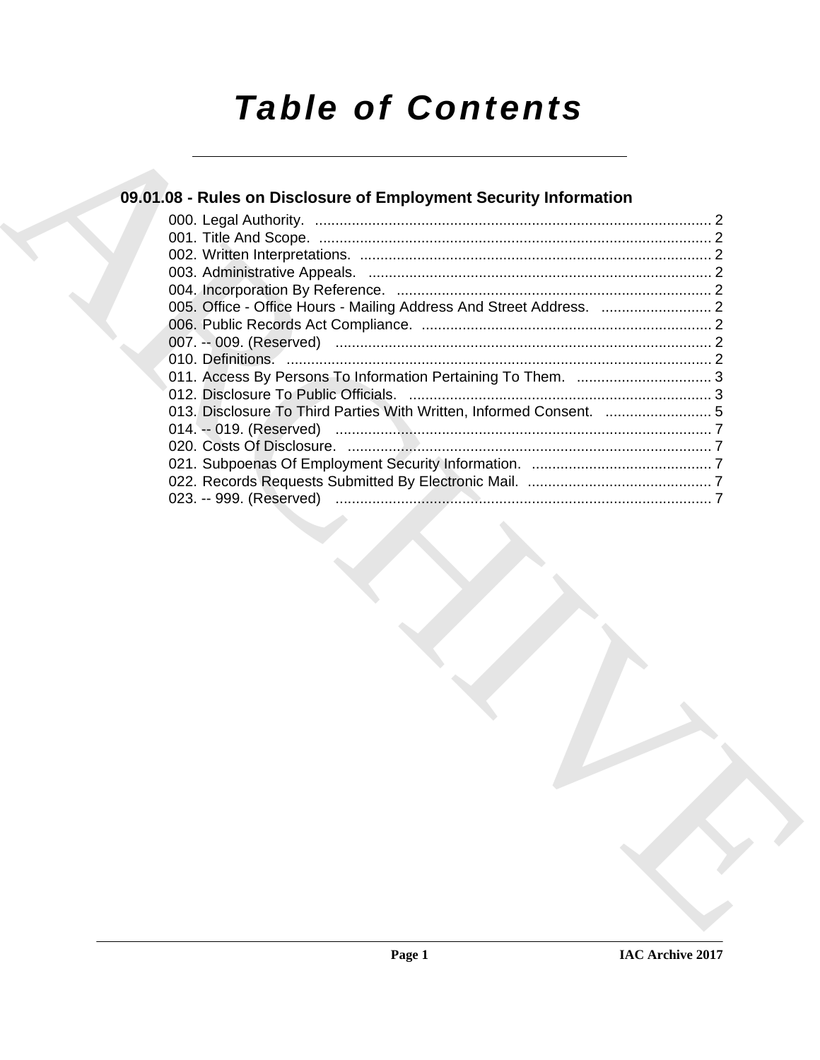# Table of Contents

## 09.01.08 - Rules on Disclosure of Employment Security Information

000. Legal Authority. ..... 2
001. Title And Scope. ..... 2
002. Written Interpretations. ..... 2
003. Administrative Appeals. ..... 2
004. Incorporation By Reference. ..... 2
005. Office - Office Hours - Mailing Address And Street Address. ..... 2
006. Public Records Act Compliance. ..... 2
007. -- 009. (Reserved) ..... 2
010. Definitions. ..... 2
011. Access By Persons To Information Pertaining To Them. ..... 3
012. Disclosure To Public Officials. ..... 3
013. Disclosure To Third Parties With Written, Informed Consent. ..... 5
014. -- 019. (Reserved) ..... 7
020. Costs Of Disclosure. ..... 7
021. Subpoenas Of Employment Security Information. ..... 7
022. Records Requests Submitted By Electronic Mail. ..... 7
023. -- 999. (Reserved) ..... 7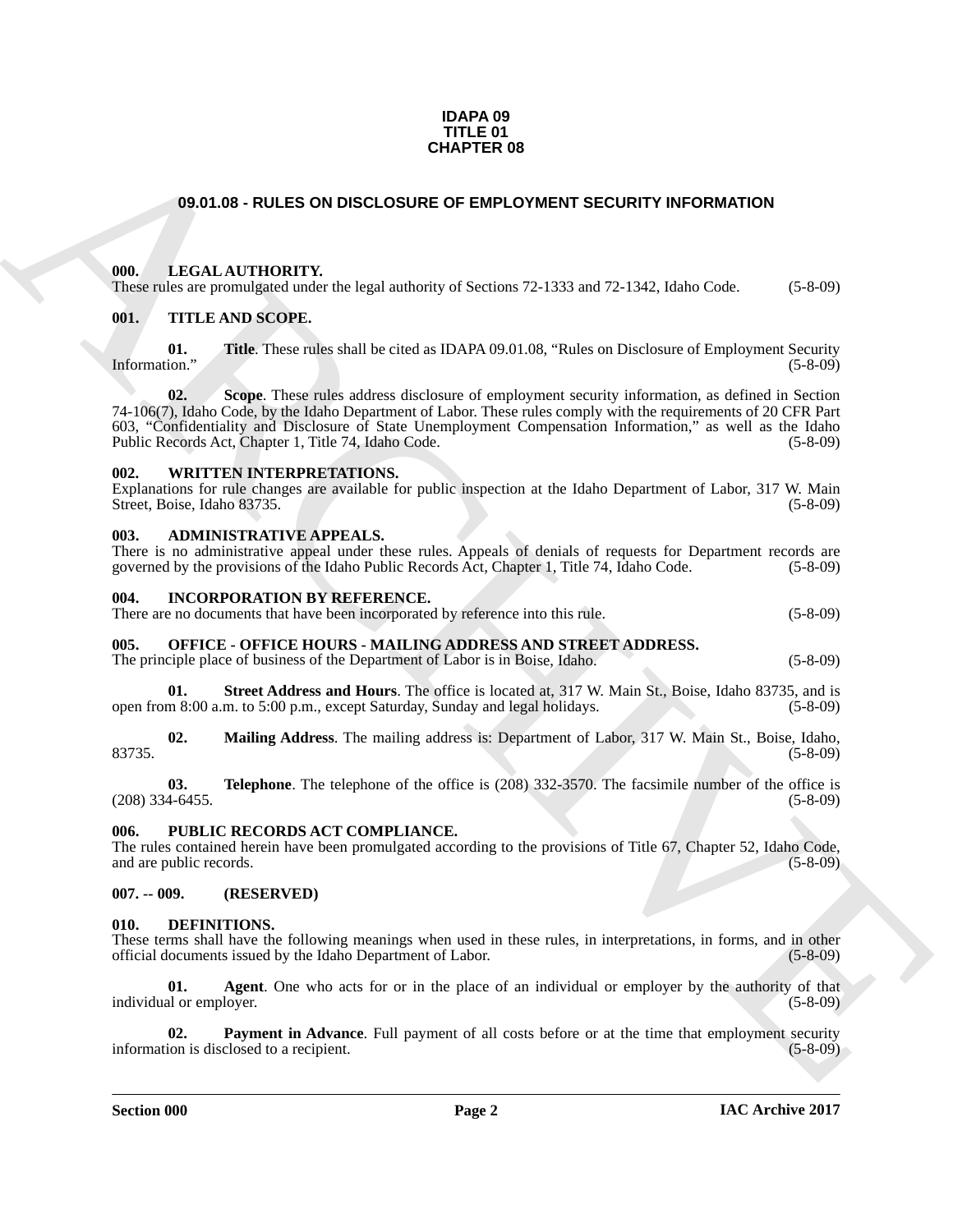# IDAPA 09
# TITLE 01
# CHAPTER 08

## 09.01.08 - RULES ON DISCLOSURE OF EMPLOYMENT SECURITY INFORMATION

### 000. LEGAL AUTHORITY.

These rules are promulgated under the legal authority of Sections 72-1333 and 72-1342, Idaho Code. (5-8-09)

### 001. TITLE AND SCOPE.

**01. Title**. These rules shall be cited as IDAPA 09.01.08, "Rules on Disclosure of Employment Security Information." (5-8-09)

**02. Scope**. These rules address disclosure of employment security information, as defined in Section 74-106(7), Idaho Code, by the Idaho Department of Labor. These rules comply with the requirements of 20 CFR Part 603, "Confidentiality and Disclosure of State Unemployment Compensation Information," as well as the Idaho Public Records Act, Chapter 1, Title 74, Idaho Code. (5-8-09)

### 002. WRITTEN INTERPRETATIONS.

Explanations for rule changes are available for public inspection at the Idaho Department of Labor, 317 W. Main Street, Boise, Idaho 83735. (5-8-09)

### 003. ADMINISTRATIVE APPEALS.

There is no administrative appeal under these rules. Appeals of denials of requests for Department records are governed by the provisions of the Idaho Public Records Act, Chapter 1, Title 74, Idaho Code. (5-8-09)

### 004. INCORPORATION BY REFERENCE.

There are no documents that have been incorporated by reference into this rule. (5-8-09)

### 005. OFFICE - OFFICE HOURS - MAILING ADDRESS AND STREET ADDRESS.

The principle place of business of the Department of Labor is in Boise, Idaho. (5-8-09)

**01. Street Address and Hours**. The office is located at, 317 W. Main St., Boise, Idaho 83735, and is open from 8:00 a.m. to 5:00 p.m., except Saturday, Sunday and legal holidays. (5-8-09)

**02. Mailing Address**. The mailing address is: Department of Labor, 317 W. Main St., Boise, Idaho, 83735. (5-8-09)

**03. Telephone**. The telephone of the office is (208) 332-3570. The facsimile number of the office is (208) 334-6455. (5-8-09)

### 006. PUBLIC RECORDS ACT COMPLIANCE.

The rules contained herein have been promulgated according to the provisions of Title 67, Chapter 52, Idaho Code, and are public records. (5-8-09)

### 007. -- 009. (RESERVED)

### 010. DEFINITIONS.

These terms shall have the following meanings when used in these rules, in interpretations, in forms, and in other official documents issued by the Idaho Department of Labor. (5-8-09)

**01. Agent**. One who acts for or in the place of an individual or employer by the authority of that individual or employer. (5-8-09)

**02. Payment in Advance**. Full payment of all costs before or at the time that employment security information is disclosed to a recipient. (5-8-09)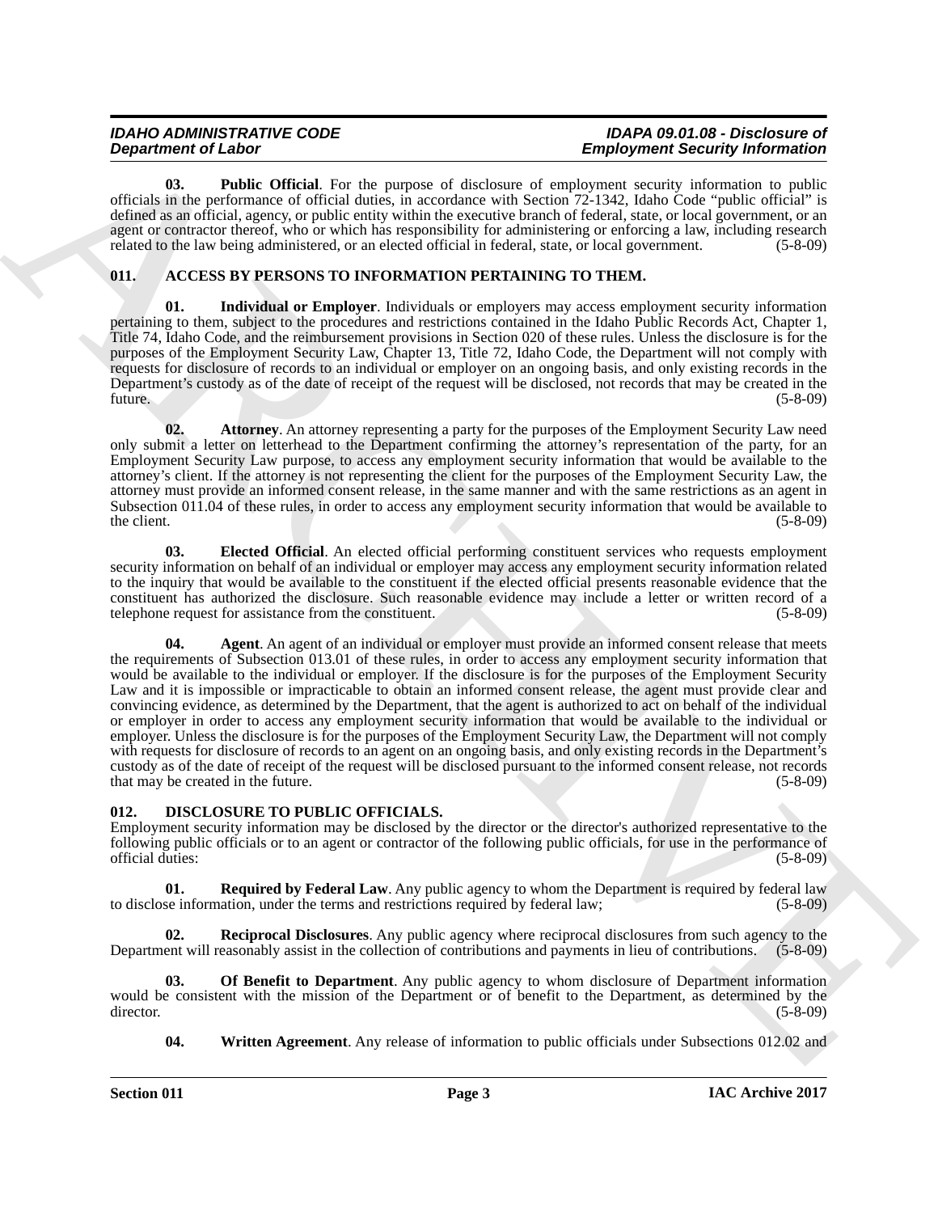**03. Public Official**. For the purpose of disclosure of employment security information to public officials in the performance of official duties, in accordance with Section 72-1342, Idaho Code "public official" is defined as an official, agency, or public entity within the executive branch of federal, state, or local government, or an agent or contractor thereof, who or which has responsibility for administering or enforcing a law, including research related to the law being administered, or an elected official in federal, state, or local government. (5-8-09)

## 011. ACCESS BY PERSONS TO INFORMATION PERTAINING TO THEM.

**01. Individual or Employer**. Individuals or employers may access employment security information pertaining to them, subject to the procedures and restrictions contained in the Idaho Public Records Act, Chapter 1, Title 74, Idaho Code, and the reimbursement provisions in Section 020 of these rules. Unless the disclosure is for the purposes of the Employment Security Law, Chapter 13, Title 72, Idaho Code, the Department will not comply with requests for disclosure of records to an individual or employer on an ongoing basis, and only existing records in the Department's custody as of the date of receipt of the request will be disclosed, not records that may be created in the future. (5-8-09)

**02. Attorney**. An attorney representing a party for the purposes of the Employment Security Law need only submit a letter on letterhead to the Department confirming the attorney's representation of the party, for an Employment Security Law purpose, to access any employment security information that would be available to the attorney's client. If the attorney is not representing the client for the purposes of the Employment Security Law, the attorney must provide an informed consent release, in the same manner and with the same restrictions as an agent in Subsection 011.04 of these rules, in order to access any employment security information that would be available to the client. (5-8-09)

**03. Elected Official**. An elected official performing constituent services who requests employment security information on behalf of an individual or employer may access any employment security information related to the inquiry that would be available to the constituent if the elected official presents reasonable evidence that the constituent has authorized the disclosure. Such reasonable evidence may include a letter or written record of a telephone request for assistance from the constituent. (5-8-09)

**04. Agent**. An agent of an individual or employer must provide an informed consent release that meets the requirements of Subsection 013.01 of these rules, in order to access any employment security information that would be available to the individual or employer. If the disclosure is for the purposes of the Employment Security Law and it is impossible or impracticable to obtain an informed consent release, the agent must provide clear and convincing evidence, as determined by the Department, that the agent is authorized to act on behalf of the individual or employer in order to access any employment security information that would be available to the individual or employer. Unless the disclosure is for the purposes of the Employment Security Law, the Department will not comply with requests for disclosure of records to an agent on an ongoing basis, and only existing records in the Department's custody as of the date of receipt of the request will be disclosed pursuant to the informed consent release, not records that may be created in the future. (5-8-09)

## 012. DISCLOSURE TO PUBLIC OFFICIALS.

Employment security information may be disclosed by the director or the director's authorized representative to the following public officials or to an agent or contractor of the following public officials, for use in the performance of official duties: (5-8-09)

**01. Required by Federal Law**. Any public agency to whom the Department is required by federal law to disclose information, under the terms and restrictions required by federal law; (5-8-09)

**02. Reciprocal Disclosures**. Any public agency where reciprocal disclosures from such agency to the Department will reasonably assist in the collection of contributions and payments in lieu of contributions. (5-8-09)

**03. Of Benefit to Department**. Any public agency to whom disclosure of Department information would be consistent with the mission of the Department or of benefit to the Department, as determined by the director. (5-8-09)

**04. Written Agreement**. Any release of information to public officials under Subsections 012.02 and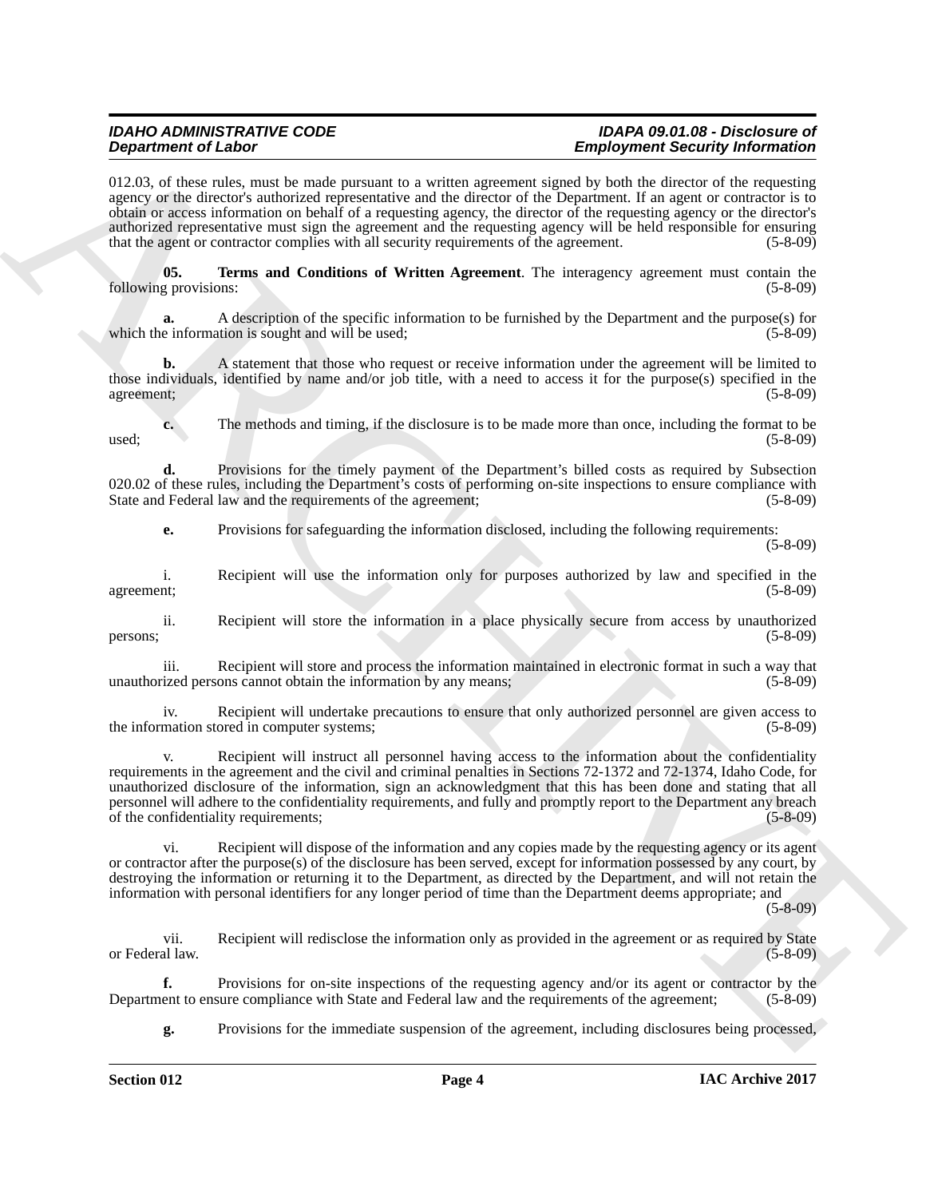012.03, of these rules, must be made pursuant to a written agreement signed by both the director of the requesting agency or the director's authorized representative and the director of the Department. If an agent or contractor is to obtain or access information on behalf of a requesting agency, the director of the requesting agency or the director's authorized representative must sign the agreement and the requesting agency will be held responsible for ensuring that the agent or contractor complies with all security requirements of the agreement. (5-8-09)

**05. Terms and Conditions of Written Agreement**. The interagency agreement must contain the following provisions: (5-8-09)

**a.** A description of the specific information to be furnished by the Department and the purpose(s) for which the information is sought and will be used; (5-8-09)

**b.** A statement that those who request or receive information under the agreement will be limited to those individuals, identified by name and/or job title, with a need to access it for the purpose(s) specified in the agreement; (5-8-09)

**c.** The methods and timing, if the disclosure is to be made more than once, including the format to be used; (5-8-09)

**d.** Provisions for the timely payment of the Department's billed costs as required by Subsection 020.02 of these rules, including the Department's costs of performing on-site inspections to ensure compliance with State and Federal law and the requirements of the agreement; (5-8-09)

**e.** Provisions for safeguarding the information disclosed, including the following requirements: (5-8-09)

i. Recipient will use the information only for purposes authorized by law and specified in the agreement; (5-8-09)

ii. Recipient will store the information in a place physically secure from access by unauthorized persons; (5-8-09)

iii. Recipient will store and process the information maintained in electronic format in such a way that unauthorized persons cannot obtain the information by any means; (5-8-09)

iv. Recipient will undertake precautions to ensure that only authorized personnel are given access to the information stored in computer systems; (5-8-09)

v. Recipient will instruct all personnel having access to the information about the confidentiality requirements in the agreement and the civil and criminal penalties in Sections 72-1372 and 72-1374, Idaho Code, for unauthorized disclosure of the information, sign an acknowledgment that this has been done and stating that all personnel will adhere to the confidentiality requirements, and fully and promptly report to the Department any breach of the confidentiality requirements; (5-8-09)

vi. Recipient will dispose of the information and any copies made by the requesting agency or its agent or contractor after the purpose(s) of the disclosure has been served, except for information possessed by any court, by destroying the information or returning it to the Department, as directed by the Department, and will not retain the information with personal identifiers for any longer period of time than the Department deems appropriate; and (5-8-09)

vii. Recipient will redisclose the information only as provided in the agreement or as required by State or Federal law. (5-8-09)

**f.** Provisions for on-site inspections of the requesting agency and/or its agent or contractor by the Department to ensure compliance with State and Federal law and the requirements of the agreement; (5-8-09)

**g.** Provisions for the immediate suspension of the agreement, including disclosures being processed,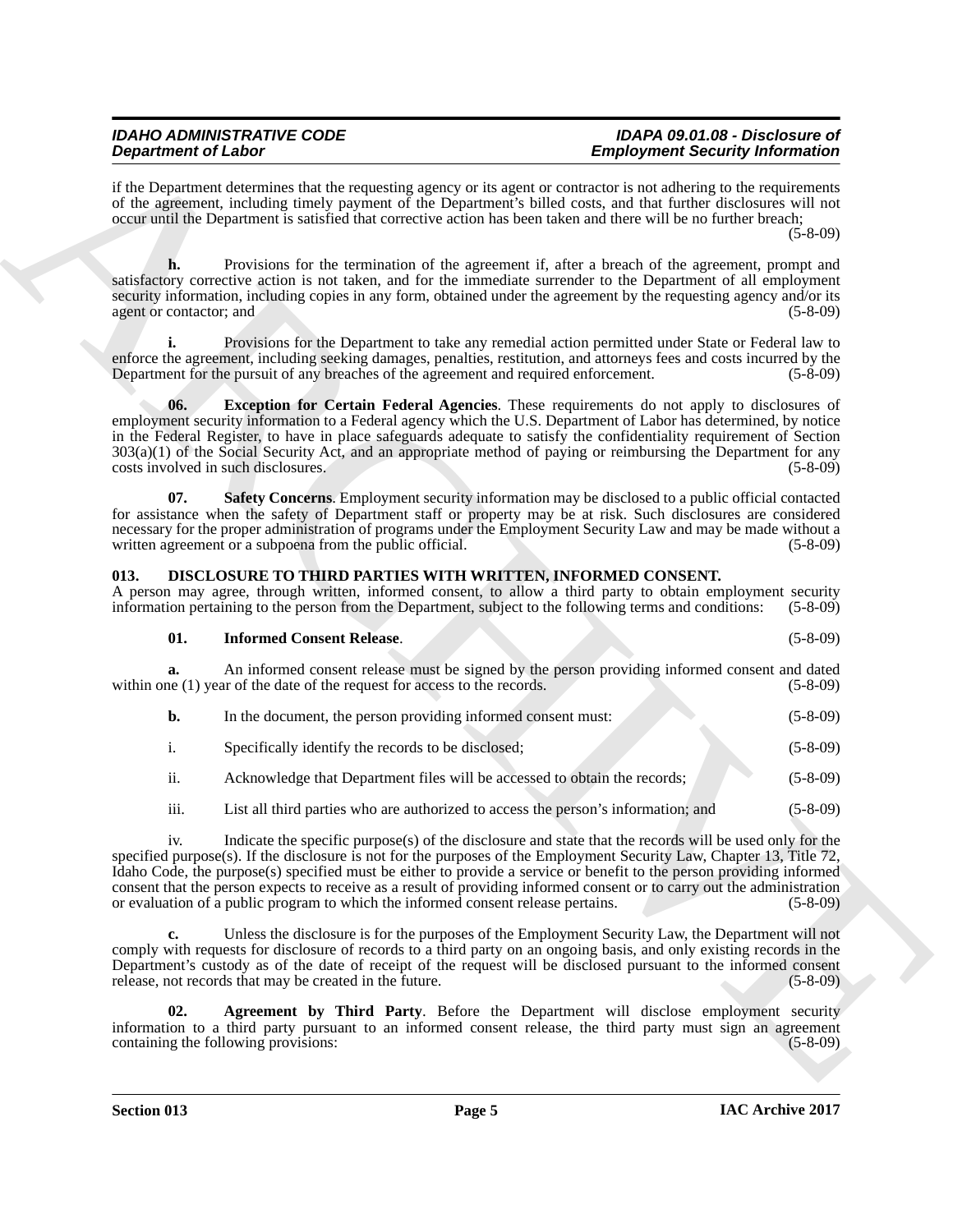if the Department determines that the requesting agency or its agent or contractor is not adhering to the requirements of the agreement, including timely payment of the Department's billed costs, and that further disclosures will not occur until the Department is satisfied that corrective action has been taken and there will be no further breach; (5-8-09)

**h.** Provisions for the termination of the agreement if, after a breach of the agreement, prompt and satisfactory corrective action is not taken, and for the immediate surrender to the Department of all employment security information, including copies in any form, obtained under the agreement by the requesting agency and/or its agent or contactor; and (5-8-09)

**i.** Provisions for the Department to take any remedial action permitted under State or Federal law to enforce the agreement, including seeking damages, penalties, restitution, and attorneys fees and costs incurred by the Department for the pursuit of any breaches of the agreement and required enforcement. (5-8-09)

**06. Exception for Certain Federal Agencies**. These requirements do not apply to disclosures of employment security information to a Federal agency which the U.S. Department of Labor has determined, by notice in the Federal Register, to have in place safeguards adequate to satisfy the confidentiality requirement of Section 303(a)(1) of the Social Security Act, and an appropriate method of paying or reimbursing the Department for any costs involved in such disclosures. (5-8-09)

**07. Safety Concerns**. Employment security information may be disclosed to a public official contacted for assistance when the safety of Department staff or property may be at risk. Such disclosures are considered necessary for the proper administration of programs under the Employment Security Law and may be made without a written agreement or a subpoena from the public official. (5-8-09)

## 013. DISCLOSURE TO THIRD PARTIES WITH WRITTEN, INFORMED CONSENT.

A person may agree, through written, informed consent, to allow a third party to obtain employment security information pertaining to the person from the Department, subject to the following terms and conditions: (5-8-09)

**01. Informed Consent Release**. (5-8-09)

**a.** An informed consent release must be signed by the person providing informed consent and dated within one (1) year of the date of the request for access to the records. (5-8-09)

**b.** In the document, the person providing informed consent must: (5-8-09)

i. Specifically identify the records to be disclosed; (5-8-09)

ii. Acknowledge that Department files will be accessed to obtain the records; (5-8-09)

iii. List all third parties who are authorized to access the person's information; and (5-8-09)

iv. Indicate the specific purpose(s) of the disclosure and state that the records will be used only for the specified purpose(s). If the disclosure is not for the purposes of the Employment Security Law, Chapter 13, Title 72, Idaho Code, the purpose(s) specified must be either to provide a service or benefit to the person providing informed consent that the person expects to receive as a result of providing informed consent or to carry out the administration or evaluation of a public program to which the informed consent release pertains. (5-8-09)

**c.** Unless the disclosure is for the purposes of the Employment Security Law, the Department will not comply with requests for disclosure of records to a third party on an ongoing basis, and only existing records in the Department's custody as of the date of receipt of the request will be disclosed pursuant to the informed consent release, not records that may be created in the future. (5-8-09)

**02. Agreement by Third Party**. Before the Department will disclose employment security information to a third party pursuant to an informed consent release, the third party must sign an agreement containing the following provisions: (5-8-09)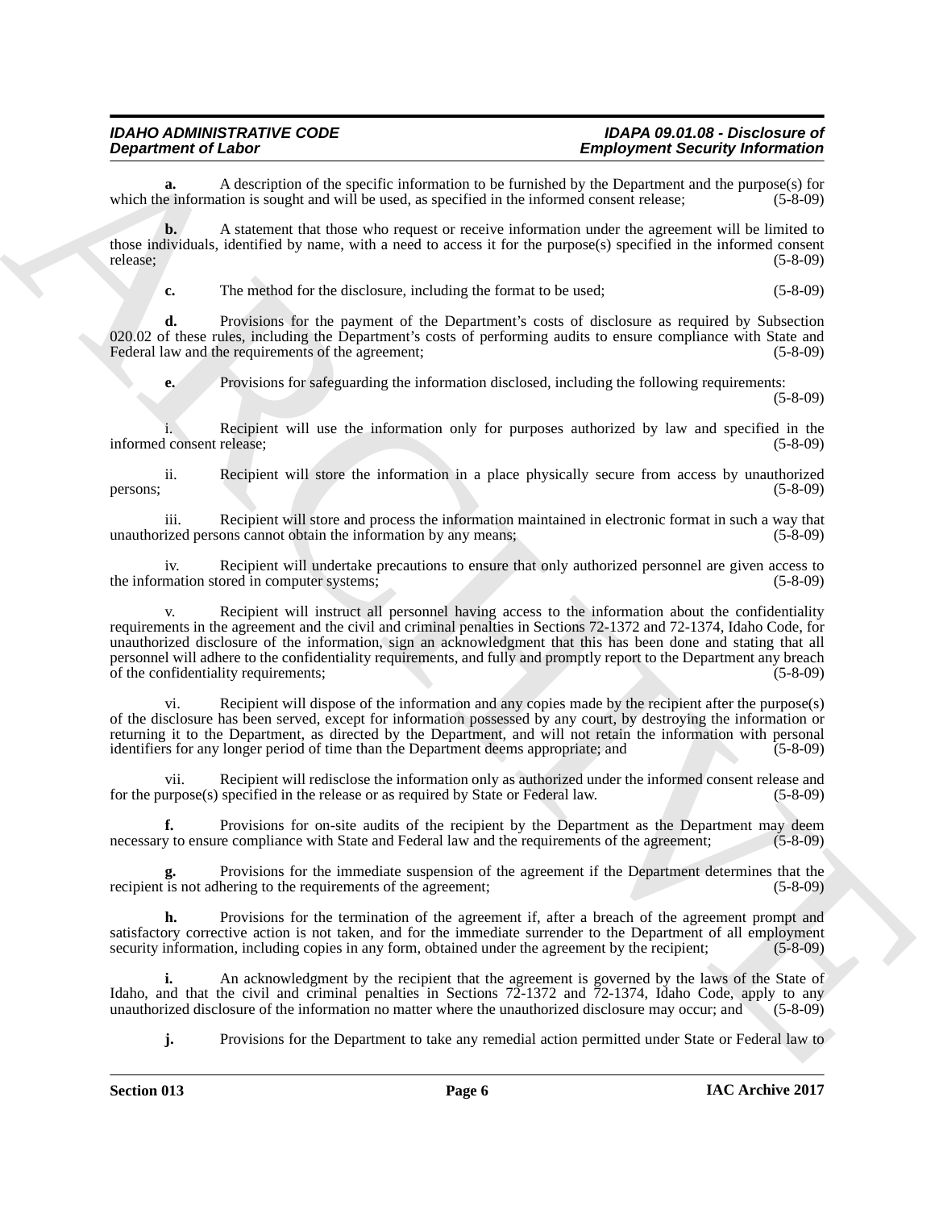**a.** A description of the specific information to be furnished by the Department and the purpose(s) for which the information is sought and will be used, as specified in the informed consent release; (5-8-09)

**b.** A statement that those who request or receive information under the agreement will be limited to those individuals, identified by name, with a need to access it for the purpose(s) specified in the informed consent release; (5-8-09)

**c.** The method for the disclosure, including the format to be used; (5-8-09)

**d.** Provisions for the payment of the Department's costs of disclosure as required by Subsection 020.02 of these rules, including the Department's costs of performing audits to ensure compliance with State and Federal law and the requirements of the agreement; (5-8-09)

**e.** Provisions for safeguarding the information disclosed, including the following requirements: (5-8-09)

i. Recipient will use the information only for purposes authorized by law and specified in the informed consent release; (5-8-09)

ii. Recipient will store the information in a place physically secure from access by unauthorized persons; (5-8-09)

iii. Recipient will store and process the information maintained in electronic format in such a way that unauthorized persons cannot obtain the information by any means; (5-8-09)

iv. Recipient will undertake precautions to ensure that only authorized personnel are given access to the information stored in computer systems; (5-8-09)

v. Recipient will instruct all personnel having access to the information about the confidentiality requirements in the agreement and the civil and criminal penalties in Sections 72-1372 and 72-1374, Idaho Code, for unauthorized disclosure of the information, sign an acknowledgment that this has been done and stating that all personnel will adhere to the confidentiality requirements, and fully and promptly report to the Department any breach of the confidentiality requirements; (5-8-09)

vi. Recipient will dispose of the information and any copies made by the recipient after the purpose(s) of the disclosure has been served, except for information possessed by any court, by destroying the information or returning it to the Department, as directed by the Department, and will not retain the information with personal identifiers for any longer period of time than the Department deems appropriate; and (5-8-09)

vii. Recipient will redisclose the information only as authorized under the informed consent release and for the purpose(s) specified in the release or as required by State or Federal law. (5-8-09)

**f.** Provisions for on-site audits of the recipient by the Department as the Department may deem necessary to ensure compliance with State and Federal law and the requirements of the agreement; (5-8-09)

**g.** Provisions for the immediate suspension of the agreement if the Department determines that the recipient is not adhering to the requirements of the agreement; (5-8-09)

**h.** Provisions for the termination of the agreement if, after a breach of the agreement prompt and satisfactory corrective action is not taken, and for the immediate surrender to the Department of all employment security information, including copies in any form, obtained under the agreement by the recipient; (5-8-09)

**i.** An acknowledgment by the recipient that the agreement is governed by the laws of the State of Idaho, and that the civil and criminal penalties in Sections 72-1372 and 72-1374, Idaho Code, apply to any unauthorized disclosure of the information no matter where the unauthorized disclosure may occur; and (5-8-09)

**j.** Provisions for the Department to take any remedial action permitted under State or Federal law to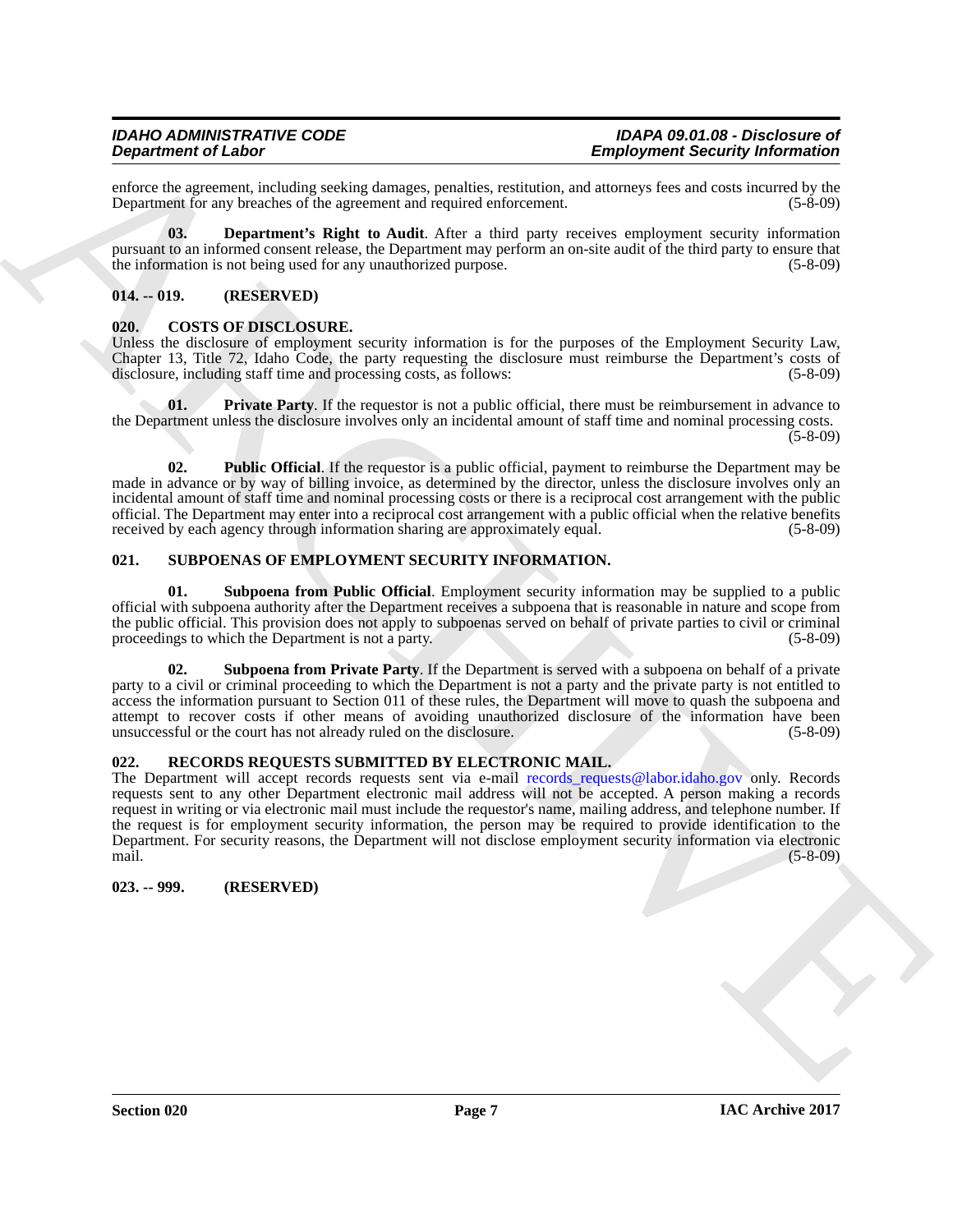enforce the agreement, including seeking damages, penalties, restitution, and attorneys fees and costs incurred by the Department for any breaches of the agreement and required enforcement. (5-8-09)

**03. Department's Right to Audit**. After a third party receives employment security information pursuant to an informed consent release, the Department may perform an on-site audit of the third party to ensure that the information is not being used for any unauthorized purpose. (5-8-09)

### 014. -- 019. (RESERVED)

### 020. COSTS OF DISCLOSURE.

Unless the disclosure of employment security information is for the purposes of the Employment Security Law, Chapter 13, Title 72, Idaho Code, the party requesting the disclosure must reimburse the Department's costs of disclosure, including staff time and processing costs, as follows: (5-8-09)

**01. Private Party**. If the requestor is not a public official, there must be reimbursement in advance to the Department unless the disclosure involves only an incidental amount of staff time and nominal processing costs. (5-8-09)

**02. Public Official**. If the requestor is a public official, payment to reimburse the Department may be made in advance or by way of billing invoice, as determined by the director, unless the disclosure involves only an incidental amount of staff time and nominal processing costs or there is a reciprocal cost arrangement with the public official. The Department may enter into a reciprocal cost arrangement with a public official when the relative benefits received by each agency through information sharing are approximately equal. (5-8-09)

### 021. SUBPOENAS OF EMPLOYMENT SECURITY INFORMATION.

**01. Subpoena from Public Official**. Employment security information may be supplied to a public official with subpoena authority after the Department receives a subpoena that is reasonable in nature and scope from the public official. This provision does not apply to subpoenas served on behalf of private parties to civil or criminal proceedings to which the Department is not a party. (5-8-09)

**02. Subpoena from Private Party**. If the Department is served with a subpoena on behalf of a private party to a civil or criminal proceeding to which the Department is not a party and the private party is not entitled to access the information pursuant to Section 011 of these rules, the Department will move to quash the subpoena and attempt to recover costs if other means of avoiding unauthorized disclosure of the information have been unsuccessful or the court has not already ruled on the disclosure. (5-8-09)

### 022. RECORDS REQUESTS SUBMITTED BY ELECTRONIC MAIL.

The Department will accept records requests sent via e-mail records_requests@labor.idaho.gov only. Records requests sent to any other Department electronic mail address will not be accepted. A person making a records request in writing or via electronic mail must include the requestor's name, mailing address, and telephone number. If the request is for employment security information, the person may be required to provide identification to the Department. For security reasons, the Department will not disclose employment security information via electronic mail. (5-8-09)

### 023. -- 999. (RESERVED)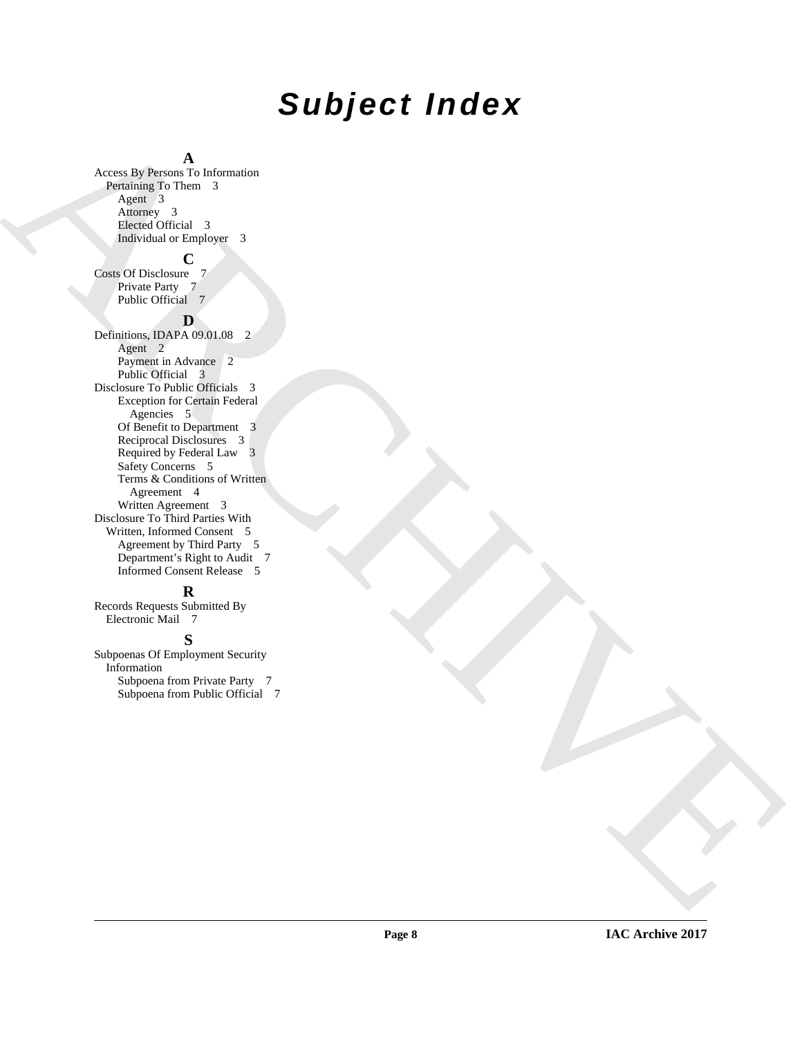# *Subject Index*

**A**

Access By Persons To Information Pertaining To Them 3
- Agent 3
- Attorney 3
- Elected Official 3
- Individual or Employer 3

**C**

Costs Of Disclosure 7
- Private Party 7
- Public Official 7

**D**

Definitions, IDAPA 09.01.08 2
- Agent 2
- Payment in Advance 2
- Public Official 3

Disclosure To Public Officials 3
- Exception for Certain Federal Agencies 5
- Of Benefit to Department 3
- Reciprocal Disclosures 3
- Required by Federal Law 3
- Safety Concerns 5
- Terms & Conditions of Written Agreement 4
- Written Agreement 3

Disclosure To Third Parties With Written, Informed Consent 5
- Agreement by Third Party 5
- Department's Right to Audit 7
- Informed Consent Release 5

**R**

Records Requests Submitted By Electronic Mail 7

**S**

Subpoenas Of Employment Security Information
- Subpoena from Private Party 7
- Subpoena from Public Official 7